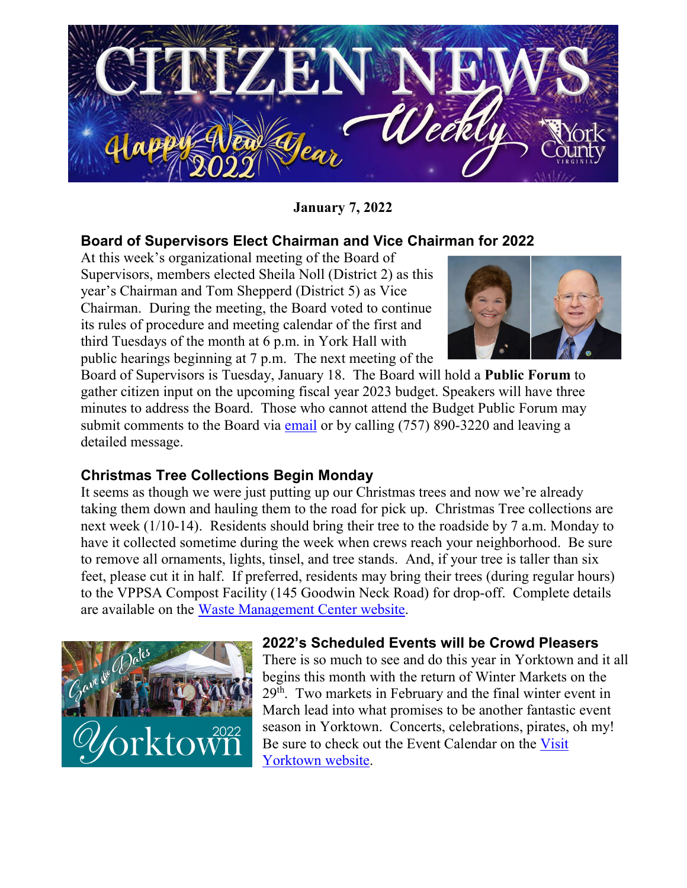January 7, 2022

## Board of Supervisors Elect Chairman and Vice Chairman for 2022

At this week's organizational meeting of the Board of Supervisors, members elected Sheila Noll (District 2) as this year's Chairman and Tom Shepperd (District 5) as Vice Chairman. During the meeting, the Board voted to continue its rules of procedure and meeting calendar of the first and third Tuesdays of the month at 6 p.m. in York Hall with public hearings beginning at 7 p.m. The next meeting of the Board of Supervisors is Tuesday, January 18. The Board will hold a **Public Forum** to gather citizen input on the upcoming fiscal year 2023 budget. Speakers will have three minutes to address the Board. Those who cannot attend the Budget Public Forum may submit comments to the Board via email or by calling (757) 890-3220 and leaving a detailed message.

## Christmas Tree Collections Begin Monday

It seems as though we were just putting up our Christmas trees and now we're already taking them down and hauling them to the road for pick up. Christmas Tree collections are next week (1/10-14). Residents should bring their tree to the roadside by 7 a.m. Monday to have it collected sometime during the week when crews reach your neighborhood. Be sure to remove all ornaments, lights, tinsel, and tree stands. And, if your tree is taller than six feet, please cut it in half. If preferred, residents may bring their trees (during regular hours) to the VPPSA Compost Facility (145 Goodwin Neck Road) for drop-off. Complete details are available on the Waste Management Center website.

## 2022's Scheduled Events will be Crowd Pleasers

There is so much to see and do this year in Yorktown and it all begins this month with the return of Winter Markets on the 29th. Two markets in February and the final winter event in March lead into what promises to be another fantastic event season in Yorktown. Concerts, celebrations, pirates, oh my! Be sure to check out the Event Calendar on the Visit Yorktown website.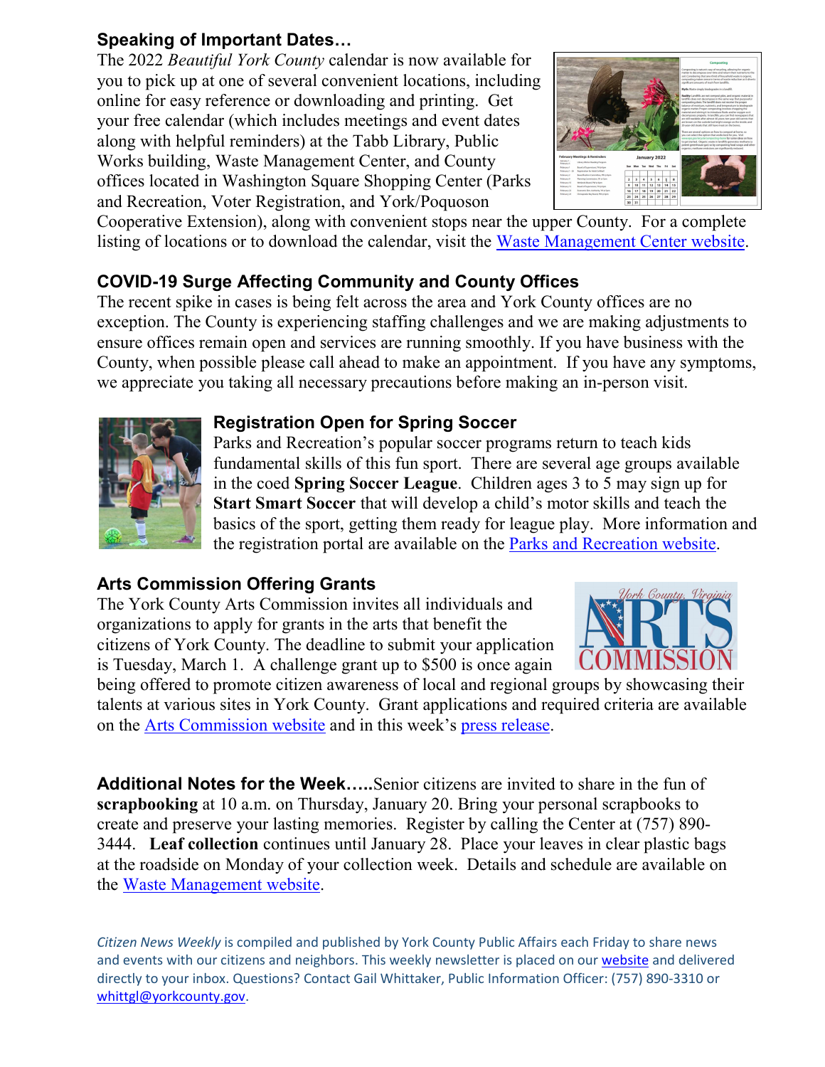## Speaking of Important Dates…

The 2022 *Beautiful York County* calendar is now available for you to pick up at one of several convenient locations, including online for easy reference or downloading and printing. Get your free calendar (which includes meetings and event dates along with helpful reminders) at the Tabb Library, Public Works building, Waste Management Center, and County offices located in Washington Square Shopping Center (Parks and Recreation, Voter Registration, and York/Poquoson Cooperative Extension), along with convenient stops near the upper County. For a complete listing of locations or to download the calendar, visit the Waste Management Center website.

## COVID-19 Surge Affecting Community and County Offices

The recent spike in cases is being felt across the area and York County offices are no exception. The County is experiencing staffing challenges and we are making adjustments to ensure offices remain open and services are running smoothly. If you have business with the County, when possible please call ahead to make an appointment. If you have any symptoms, we appreciate you taking all necessary precautions before making an in-person visit.

## Registration Open for Spring Soccer

Parks and Recreation's popular soccer programs return to teach kids fundamental skills of this fun sport. There are several age groups available in the coed **Spring Soccer League**. Children ages 3 to 5 may sign up for **Start Smart Soccer** that will develop a child's motor skills and teach the basics of the sport, getting them ready for league play. More information and the registration portal are available on the Parks and Recreation website.

## Arts Commission Offering Grants

The York County Arts Commission invites all individuals and organizations to apply for grants in the arts that benefit the citizens of York County. The deadline to submit your application is Tuesday, March 1. A challenge grant up to $500 is once again being offered to promote citizen awareness of local and regional groups by showcasing their talents at various sites in York County. Grant applications and required criteria are available on the Arts Commission website and in this week's press release.

**Additional Notes for the Week…..** Senior citizens are invited to share in the fun of **scrapbooking** at 10 a.m. on Thursday, January 20. Bring your personal scrapbooks to create and preserve your lasting memories. Register by calling the Center at (757) 890-3444. **Leaf collection** continues until January 28. Place your leaves in clear plastic bags at the roadside on Monday of your collection week. Details and schedule are available on the Waste Management website.

*Citizen News Weekly* is compiled and published by York County Public Affairs each Friday to share news and events with our citizens and neighbors. This weekly newsletter is placed on our website and delivered directly to your inbox. Questions? Contact Gail Whittaker, Public Information Officer: (757) 890-3310 or whittgl@yorkcounty.gov.